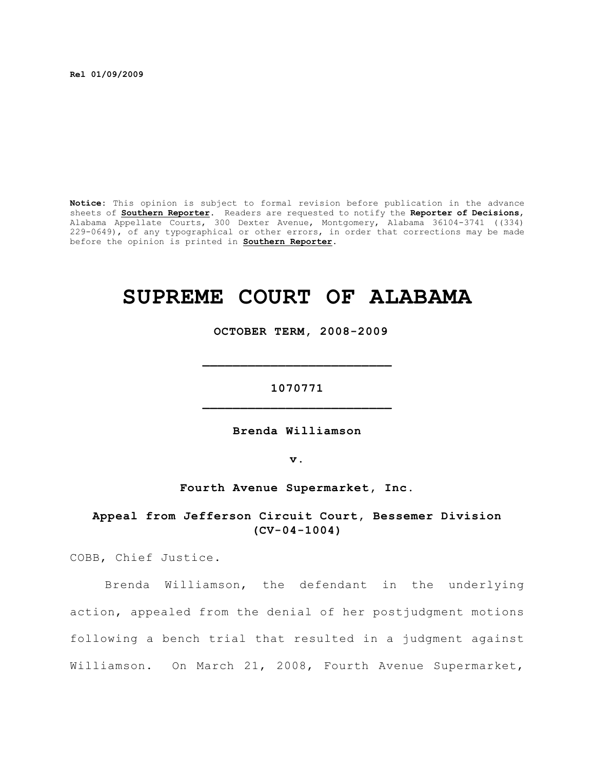**Rel 01/09/2009**

**Notice:** This opinion is subject to formal revision before publication in the advance sheets of **Southern Reporter**. Readers are requested to notify the **Reporter of Decisions**, Alabama Appellate Courts, 300 Dexter Avenue, Montgomery, Alabama 36104-3741 ((334) 229-0649), of any typographical or other errors, in order that corrections may be made before the opinion is printed in **Southern Reporter**.

# SUPREME COURT OF ALABAMA

**OCTOBER TERM, 2008-2009**

---

**1070771**

---

**Brenda Williamson**

**v.**

**Fourth Avenue Supermarket, Inc.**

**Appeal from Jefferson Circuit Court, Bessemer Division (CV-04-1004)**

COBB, Chief Justice.

Brenda Williamson, the defendant in the underlying action, appealed from the denial of her postjudgment motions following a bench trial that resulted in a judgment against Williamson. On March 21, 2008, Fourth Avenue Supermarket,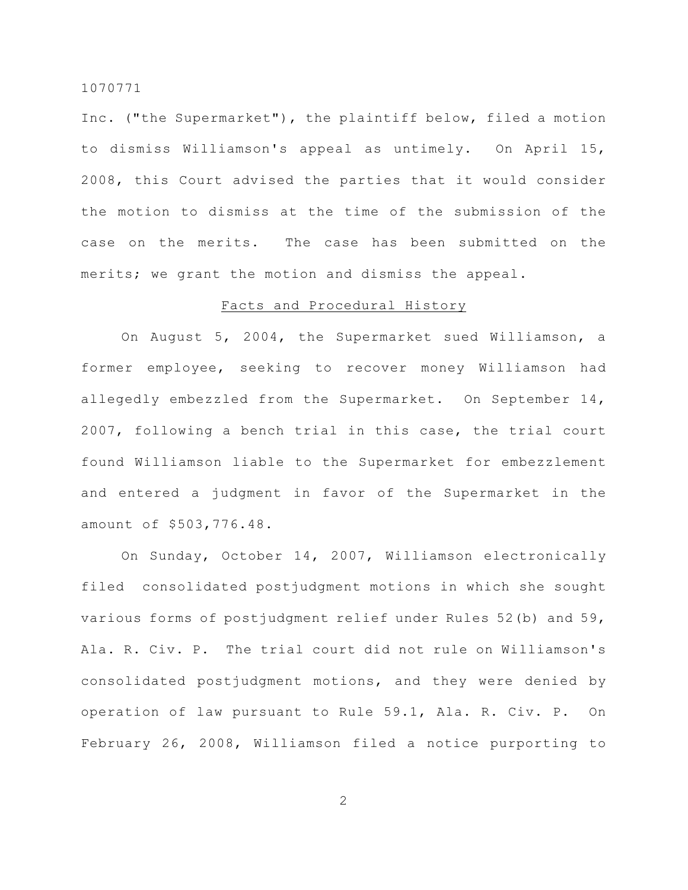Inc. ("the Supermarket"), the plaintiff below, filed a motion to dismiss Williamson's appeal as untimely. On April 15, 2008, this Court advised the parties that it would consider the motion to dismiss at the time of the submission of the case on the merits. The case has been submitted on the merits; we grant the motion and dismiss the appeal.

## Facts and Procedural History

On August 5, 2004, the Supermarket sued Williamson, a former employee, seeking to recover money Williamson had allegedly embezzled from the Supermarket. On September 14, 2007, following a bench trial in this case, the trial court found Williamson liable to the Supermarket for embezzlement and entered a judgment in favor of the Supermarket in the amount of $503,776.48.

On Sunday, October 14, 2007, Williamson electronically filed consolidated postjudgment motions in which she sought various forms of postjudgment relief under Rules 52(b) and 59, Ala. R. Civ. P. The trial court did not rule on Williamson's consolidated postjudgment motions, and they were denied by operation of law pursuant to Rule 59.1, Ala. R. Civ. P. On February 26, 2008, Williamson filed a notice purporting to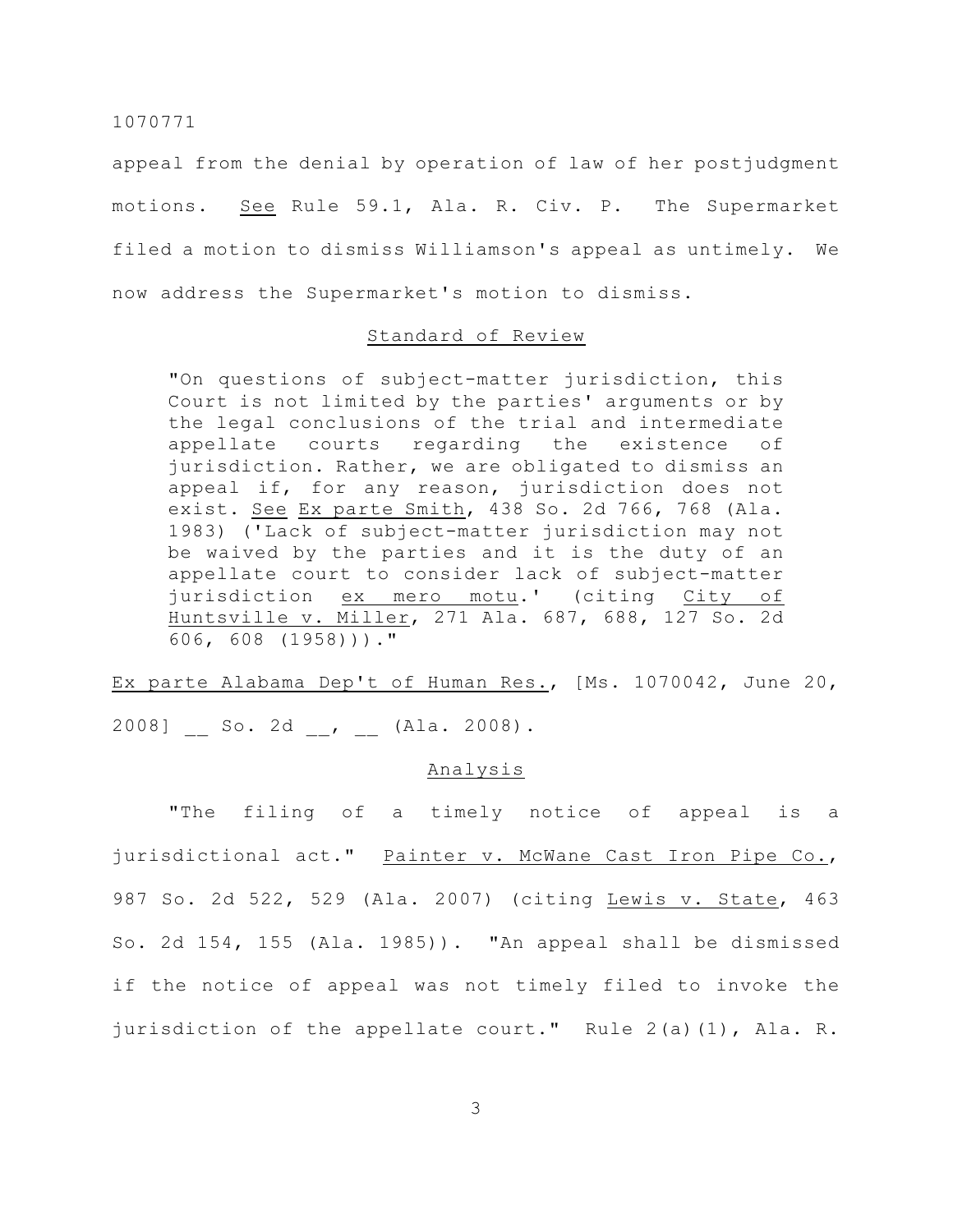appeal from the denial by operation of law of her postjudgment motions. _See_ Rule 59.1, Ala. R. Civ. P. The Supermarket filed a motion to dismiss Williamson's appeal as untimely. We now address the Supermarket's motion to dismiss.

## Standard of Review

> "On questions of subject-matter jurisdiction, this Court is not limited by the parties' arguments or by the legal conclusions of the trial and intermediate appellate courts regarding the existence of jurisdiction. Rather, we are obligated to dismiss an appeal if, for any reason, jurisdiction does not exist. _See_ _Ex parte Smith_, 438 So. 2d 766, 768 (Ala. 1983) ('Lack of subject-matter jurisdiction may not be waived by the parties and it is the duty of an appellate court to consider lack of subject-matter jurisdiction _ex mero motu_.' (citing _City of Huntsville v. Miller_, 271 Ala. 687, 688, 127 So. 2d 606, 608 (1958)))."

_Ex parte Alabama Dep't of Human Res._, [Ms. 1070042, June 20, 2008] __ So. 2d __, __ (Ala. 2008).

## Analysis

"The filing of a timely notice of appeal is a jurisdictional act." _Painter v. McWane Cast Iron Pipe Co._, 987 So. 2d 522, 529 (Ala. 2007) (citing _Lewis v. State_, 463 So. 2d 154, 155 (Ala. 1985)). "An appeal shall be dismissed if the notice of appeal was not timely filed to invoke the jurisdiction of the appellate court." Rule 2(a)(1), Ala. R.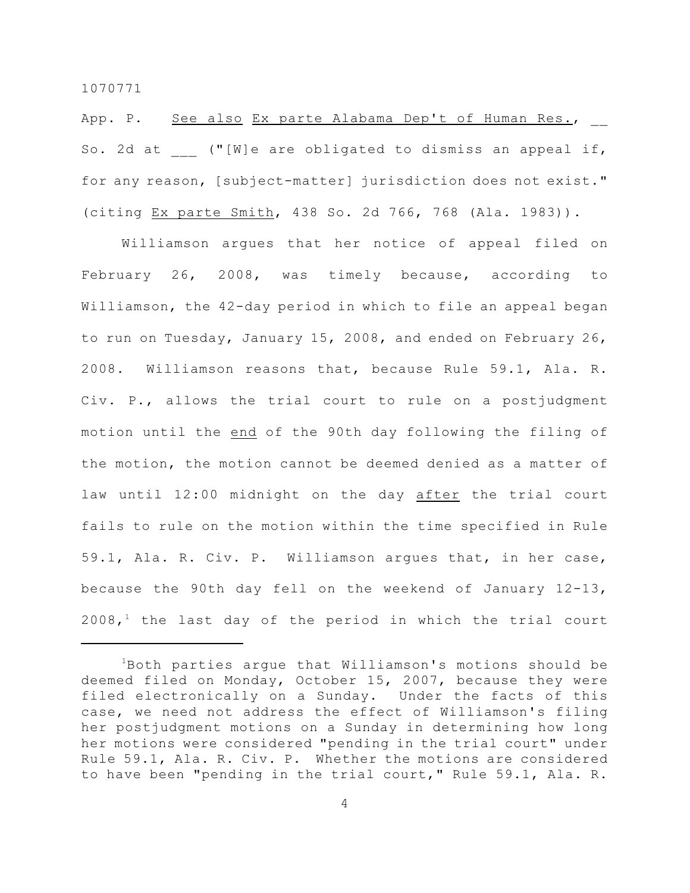App. P. See also Ex parte Alabama Dep't of Human Res., __ So. 2d at ___ ("[W]e are obligated to dismiss an appeal if, for any reason, [subject-matter] jurisdiction does not exist." (citing Ex parte Smith, 438 So. 2d 766, 768 (Ala. 1983)).

Williamson argues that her notice of appeal filed on February 26, 2008, was timely because, according to Williamson, the 42-day period in which to file an appeal began to run on Tuesday, January 15, 2008, and ended on February 26, 2008. Williamson reasons that, because Rule 59.1, Ala. R. Civ. P., allows the trial court to rule on a postjudgment motion until the end of the 90th day following the filing of the motion, the motion cannot be deemed denied as a matter of law until 12:00 midnight on the day after the trial court fails to rule on the motion within the time specified in Rule 59.1, Ala. R. Civ. P. Williamson argues that, in her case, because the 90th day fell on the weekend of January 12-13, 2008,[1] the last day of the period in which the trial court

---

[1]Both parties argue that Williamson's motions should be deemed filed on Monday, October 15, 2007, because they were filed electronically on a Sunday. Under the facts of this case, we need not address the effect of Williamson's filing her postjudgment motions on a Sunday in determining how long her motions were considered "pending in the trial court" under Rule 59.1, Ala. R. Civ. P. Whether the motions are considered to have been "pending in the trial court," Rule 59.1, Ala. R.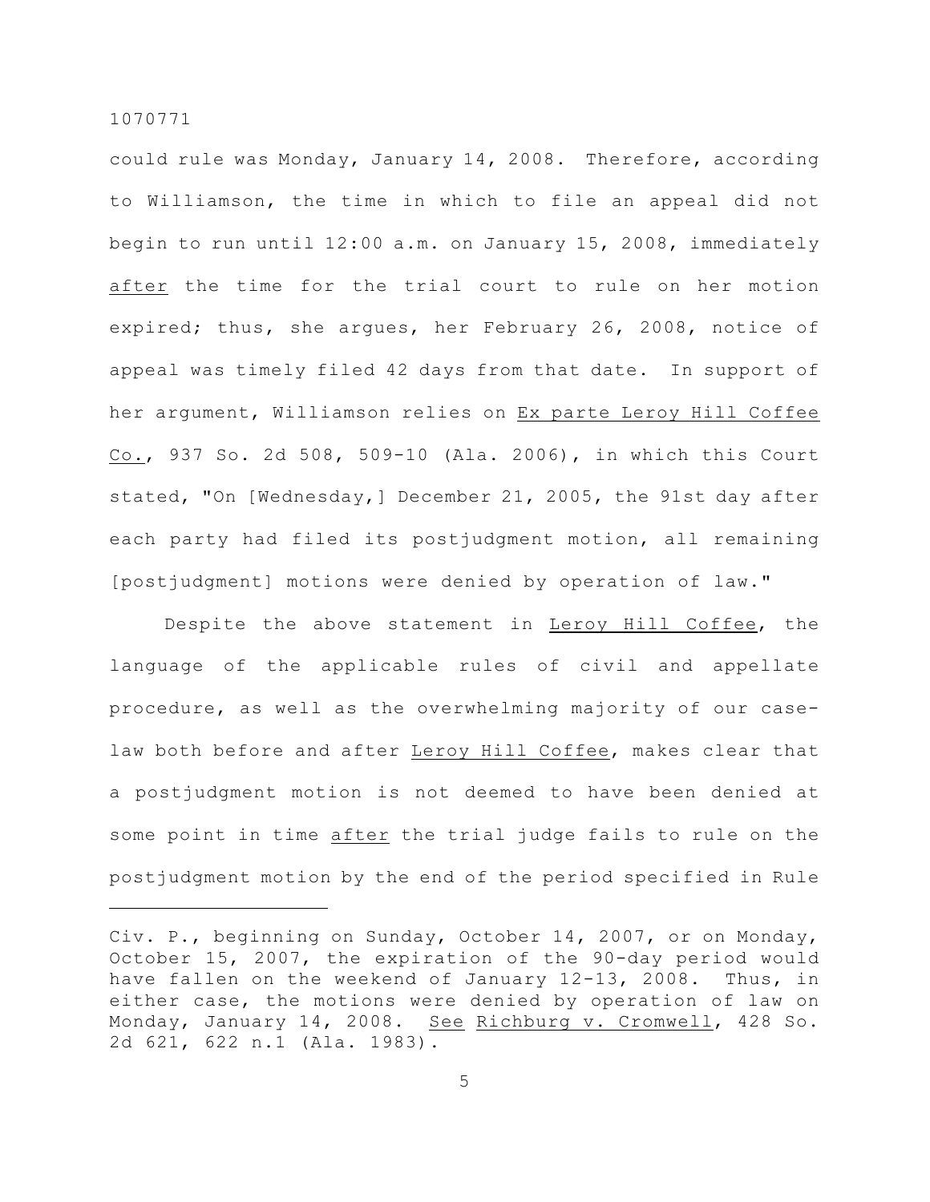could rule was Monday, January 14, 2008. Therefore, according to Williamson, the time in which to file an appeal did not begin to run until 12:00 a.m. on January 15, 2008, immediately _after_ the time for the trial court to rule on her motion expired; thus, she argues, her February 26, 2008, notice of appeal was timely filed 42 days from that date. In support of her argument, Williamson relies on _Ex parte Leroy Hill Coffee Co._, 937 So. 2d 508, 509-10 (Ala. 2006), in which this Court stated, "On [Wednesday,] December 21, 2005, the 91st day after each party had filed its postjudgment motion, all remaining [postjudgment] motions were denied by operation of law."

Despite the above statement in _Leroy Hill Coffee_, the language of the applicable rules of civil and appellate procedure, as well as the overwhelming majority of our case-law both before and after _Leroy Hill Coffee_, makes clear that a postjudgment motion is not deemed to have been denied at some point in time _after_ the trial judge fails to rule on the postjudgment motion by the end of the period specified in Rule

---

Civ. P., beginning on Sunday, October 14, 2007, or on Monday, October 15, 2007, the expiration of the 90-day period would have fallen on the weekend of January 12-13, 2008. Thus, in either case, the motions were denied by operation of law on Monday, January 14, 2008. See _Richburg v. Cromwell_, 428 So. 2d 621, 622 n.1 (Ala. 1983).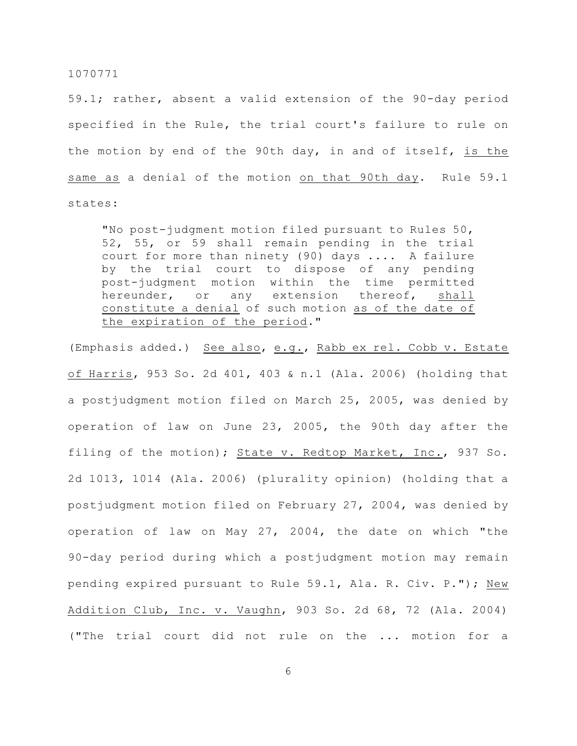59.1; rather, absent a valid extension of the 90-day period specified in the Rule, the trial court's failure to rule on the motion by end of the 90th day, in and of itself, <u>is the same as</u> a denial of the motion <u>on that 90th day</u>. Rule 59.1 states:

> "No post-judgment motion filed pursuant to Rules 50, 52, 55, or 59 shall remain pending in the trial court for more than ninety (90) days .... A failure by the trial court to dispose of any pending post-judgment motion within the time permitted hereunder, or any extension thereof, <u>shall constitute a denial</u> of such motion <u>as of the date of the expiration of the period</u>."

(Emphasis added.) <u>See also</u>, <u>e.g.</u>, <u>Rabb ex rel. Cobb v. Estate of Harris</u>, 953 So. 2d 401, 403 & n.1 (Ala. 2006) (holding that a postjudgment motion filed on March 25, 2005, was denied by operation of law on June 23, 2005, the 90th day after the filing of the motion); <u>State v. Redtop Market, Inc.</u>, 937 So. 2d 1013, 1014 (Ala. 2006) (plurality opinion) (holding that a postjudgment motion filed on February 27, 2004, was denied by operation of law on May 27, 2004, the date on which "the 90-day period during which a postjudgment motion may remain pending expired pursuant to Rule 59.1, Ala. R. Civ. P."); <u>New Addition Club, Inc. v. Vaughn</u>, 903 So. 2d 68, 72 (Ala. 2004) ("The trial court did not rule on the ... motion for a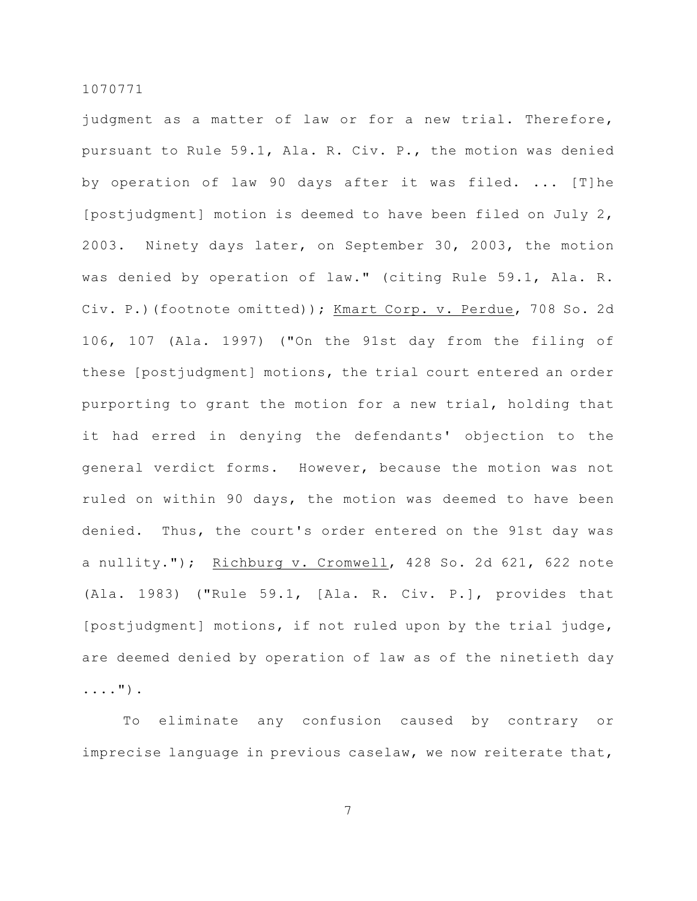judgment as a matter of law or for a new trial. Therefore, pursuant to Rule 59.1, Ala. R. Civ. P., the motion was denied by operation of law 90 days after it was filed. ... [T]he [postjudgment] motion is deemed to have been filed on July 2, 2003. Ninety days later, on September 30, 2003, the motion was denied by operation of law." (citing Rule 59.1, Ala. R. Civ. P.)(footnote omitted)); Kmart Corp. v. Perdue, 708 So. 2d 106, 107 (Ala. 1997) ("On the 91st day from the filing of these [postjudgment] motions, the trial court entered an order purporting to grant the motion for a new trial, holding that it had erred in denying the defendants' objection to the general verdict forms. However, because the motion was not ruled on within 90 days, the motion was deemed to have been denied. Thus, the court's order entered on the 91st day was a nullity."); Richburg v. Cromwell, 428 So. 2d 621, 622 note (Ala. 1983) ("Rule 59.1, [Ala. R. Civ. P.], provides that [postjudgment] motions, if not ruled upon by the trial judge, are deemed denied by operation of law as of the ninetieth day ....").

To eliminate any confusion caused by contrary or imprecise language in previous caselaw, we now reiterate that,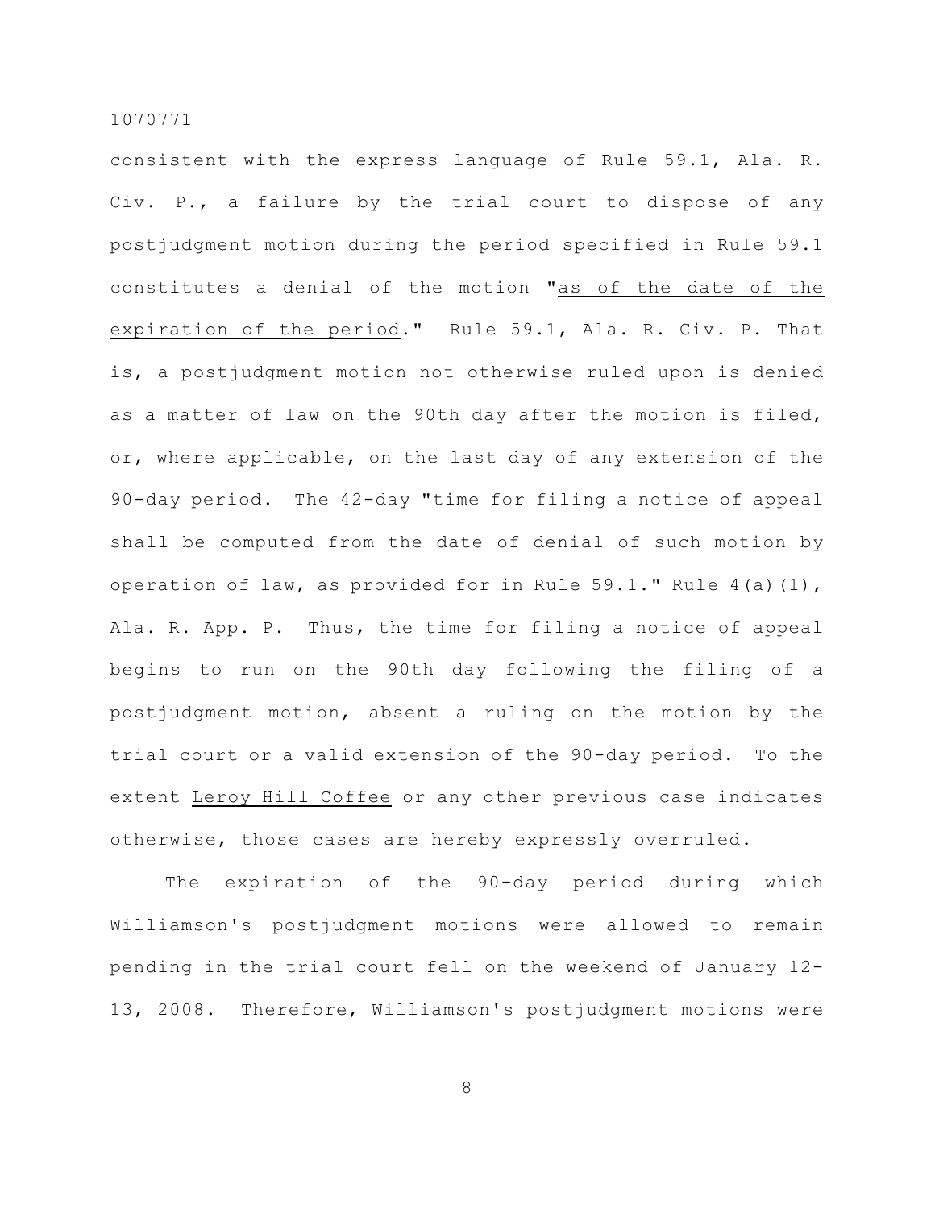consistent with the express language of Rule 59.1, Ala. R. Civ. P., a failure by the trial court to dispose of any postjudgment motion during the period specified in Rule 59.1 constitutes a denial of the motion "as of the date of the expiration of the period." Rule 59.1, Ala. R. Civ. P. That is, a postjudgment motion not otherwise ruled upon is denied as a matter of law on the 90th day after the motion is filed, or, where applicable, on the last day of any extension of the 90-day period. The 42-day "time for filing a notice of appeal shall be computed from the date of denial of such motion by operation of law, as provided for in Rule 59.1." Rule 4(a)(1), Ala. R. App. P. Thus, the time for filing a notice of appeal begins to run on the 90th day following the filing of a postjudgment motion, absent a ruling on the motion by the trial court or a valid extension of the 90-day period. To the extent Leroy Hill Coffee or any other previous case indicates otherwise, those cases are hereby expressly overruled.

The expiration of the 90-day period during which Williamson's postjudgment motions were allowed to remain pending in the trial court fell on the weekend of January 12-13, 2008. Therefore, Williamson's postjudgment motions were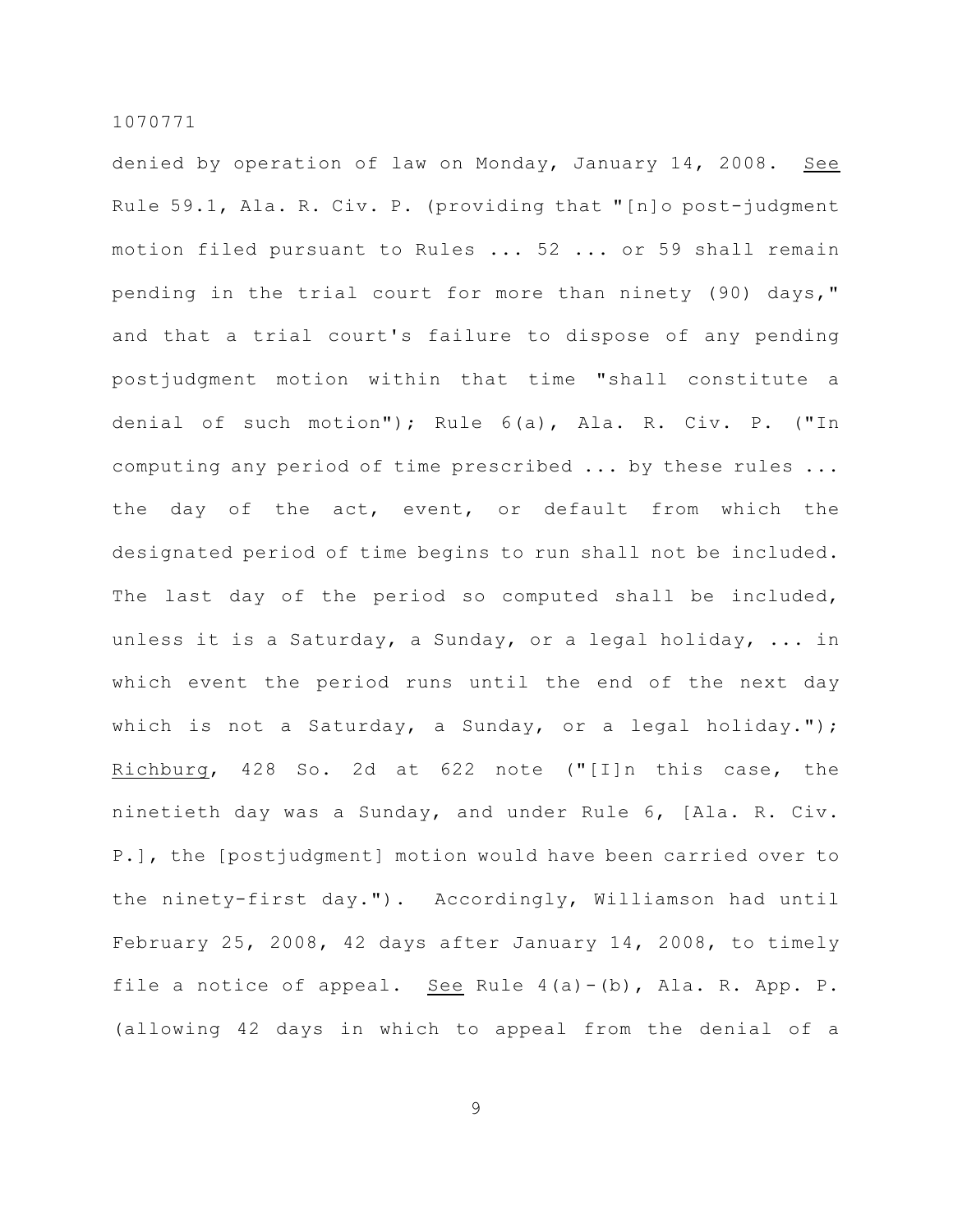denied by operation of law on Monday, January 14, 2008. _See_ Rule 59.1, Ala. R. Civ. P. (providing that "[n]o post-judgment motion filed pursuant to Rules ... 52 ... or 59 shall remain pending in the trial court for more than ninety (90) days," and that a trial court's failure to dispose of any pending postjudgment motion within that time "shall constitute a denial of such motion"); Rule 6(a), Ala. R. Civ. P. ("In computing any period of time prescribed ... by these rules ... the day of the act, event, or default from which the designated period of time begins to run shall not be included. The last day of the period so computed shall be included, unless it is a Saturday, a Sunday, or a legal holiday, ... in which event the period runs until the end of the next day which is not a Saturday, a Sunday, or a legal holiday."); _Richburg_, 428 So. 2d at 622 note ("[I]n this case, the ninetieth day was a Sunday, and under Rule 6, [Ala. R. Civ. P.], the [postjudgment] motion would have been carried over to the ninety-first day."). Accordingly, Williamson had until February 25, 2008, 42 days after January 14, 2008, to timely file a notice of appeal. _See_ Rule 4(a)-(b), Ala. R. App. P. (allowing 42 days in which to appeal from the denial of a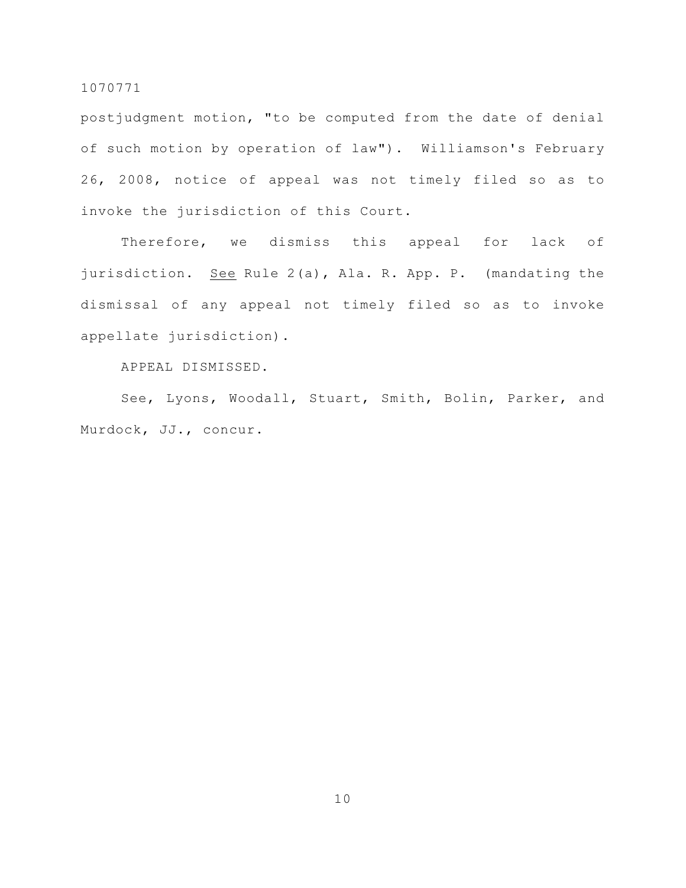postjudgment motion, "to be computed from the date of denial of such motion by operation of law"). Williamson's February 26, 2008, notice of appeal was not timely filed so as to invoke the jurisdiction of this Court.

Therefore, we dismiss this appeal for lack of jurisdiction. _See_ Rule 2(a), Ala. R. App. P. (mandating the dismissal of any appeal not timely filed so as to invoke appellate jurisdiction).

APPEAL DISMISSED.

See, Lyons, Woodall, Stuart, Smith, Bolin, Parker, and Murdock, JJ., concur.